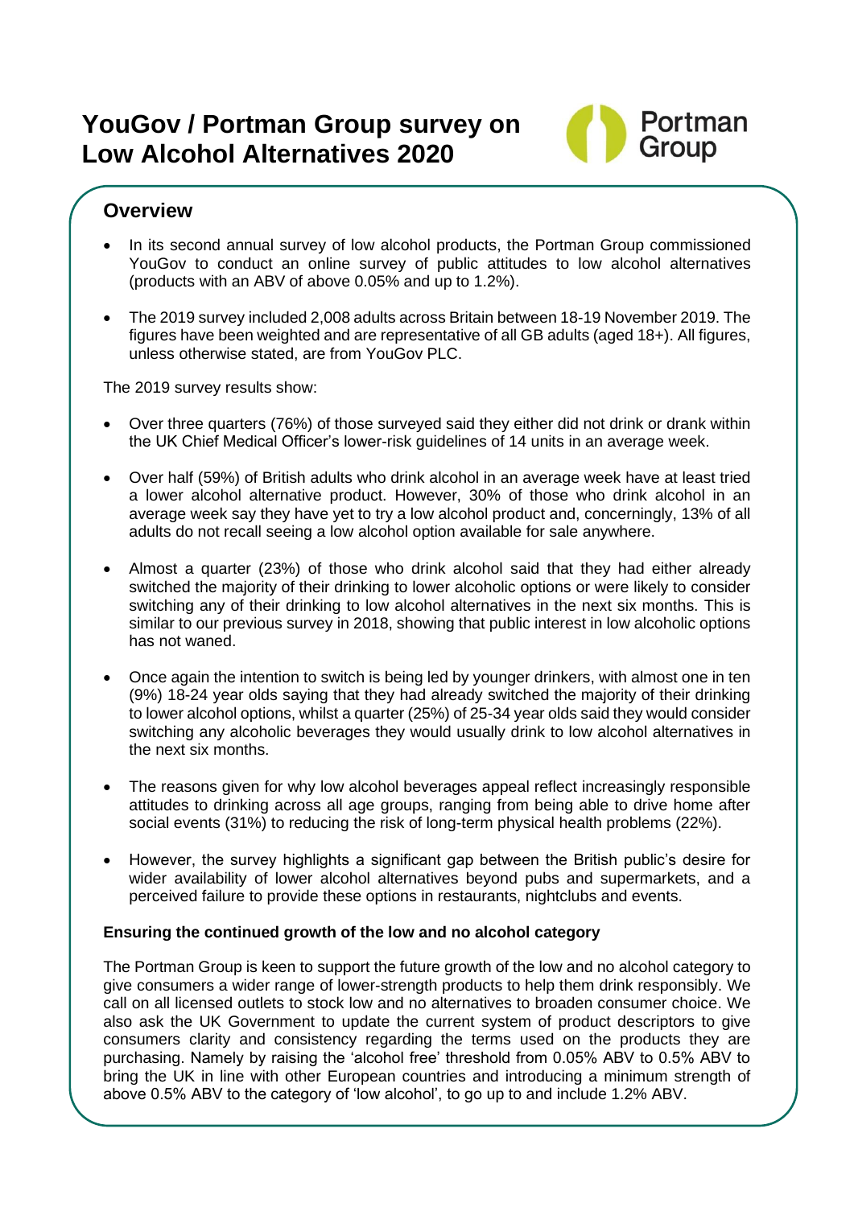# YouGov / Portman Group survey on Low Alcohol Alternatives 2020

## Overview

- In its second annual survey of low alcohol products, the Portman Group commissioned YouGov to conduct an online survey of public attitudes to low alcohol alternatives (products with an ABV of above 0.05% and up to 1.2%).
- The 2019 survey included 2,008 adults across Britain between 18-19 November 2019. The figures have been weighted and are representative of all GB adults (aged 18+). All figures, unless otherwise stated, are from YouGov PLC.

The 2019 survey results show:

- Over three quarters (76%) of those surveyed said they either did not drink or drank within the UK Chief Medical Officer's lower-risk guidelines of 14 units in an average week.
- Over half (59%) of British adults who drink alcohol in an average week have at least tried a lower alcohol alternative product. However, 30% of those who drink alcohol in an average week say they have yet to try a low alcohol product and, concerningly, 13% of all adults do not recall seeing a low alcohol option available for sale anywhere.
- Almost a quarter (23%) of those who drink alcohol said that they had either already switched the majority of their drinking to lower alcoholic options or were likely to consider switching any of their drinking to low alcohol alternatives in the next six months. This is similar to our previous survey in 2018, showing that public interest in low alcoholic options has not waned.
- Once again the intention to switch is being led by younger drinkers, with almost one in ten (9%) 18-24 year olds saying that they had already switched the majority of their drinking to lower alcohol options, whilst a quarter (25%) of 25-34 year olds said they would consider switching any alcoholic beverages they would usually drink to low alcohol alternatives in the next six months.
- The reasons given for why low alcohol beverages appeal reflect increasingly responsible attitudes to drinking across all age groups, ranging from being able to drive home after social events (31%) to reducing the risk of long-term physical health problems (22%).
- However, the survey highlights a significant gap between the British public's desire for wider availability of lower alcohol alternatives beyond pubs and supermarkets, and a perceived failure to provide these options in restaurants, nightclubs and events.

**Ensuring the continued growth of the low and no alcohol category**

The Portman Group is keen to support the future growth of the low and no alcohol category to give consumers a wider range of lower-strength products to help them drink responsibly. We call on all licensed outlets to stock low and no alternatives to broaden consumer choice. We also ask the UK Government to update the current system of product descriptors to give consumers clarity and consistency regarding the terms used on the products they are purchasing. Namely by raising the 'alcohol free' threshold from 0.05% ABV to 0.5% ABV to bring the UK in line with other European countries and introducing a minimum strength of above 0.5% ABV to the category of 'low alcohol', to go up to and include 1.2% ABV.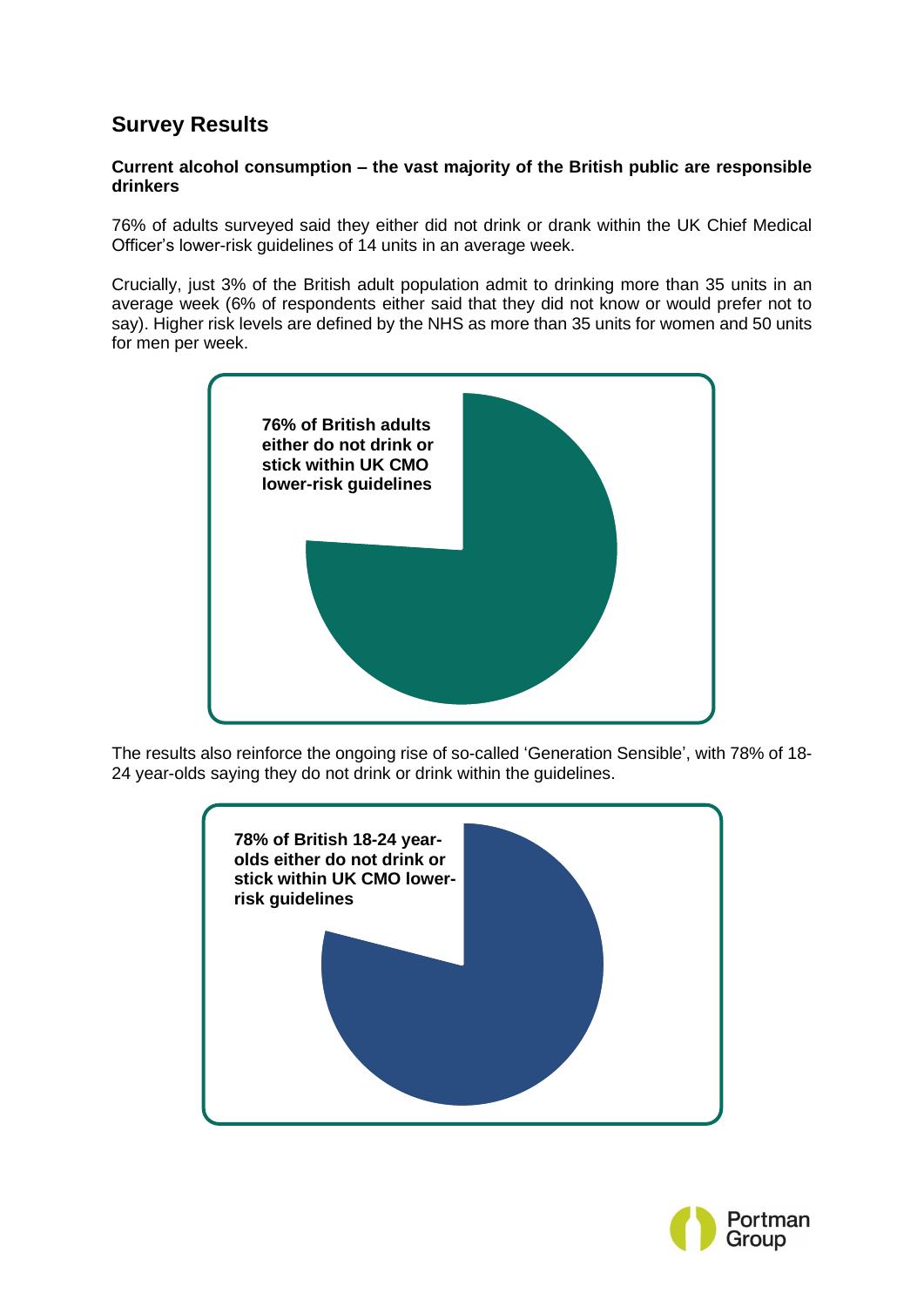## Survey Results

**Current alcohol consumption – the vast majority of the British public are responsible drinkers**

76% of adults surveyed said they either did not drink or drank within the UK Chief Medical Officer's lower-risk guidelines of 14 units in an average week.

Crucially, just 3% of the British adult population admit to drinking more than 35 units in an average week (6% of respondents either said that they did not know or would prefer not to say). Higher risk levels are defined by the NHS as more than 35 units for women and 50 units for men per week.

**76% of British adults either do not drink or stick within UK CMO lower-risk guidelines**

The results also reinforce the ongoing rise of so-called 'Generation Sensible', with 78% of 18-24 year-olds saying they do not drink or drink within the guidelines.

**78% of British 18-24 year-olds either do not drink or stick within UK CMO lower-risk guidelines**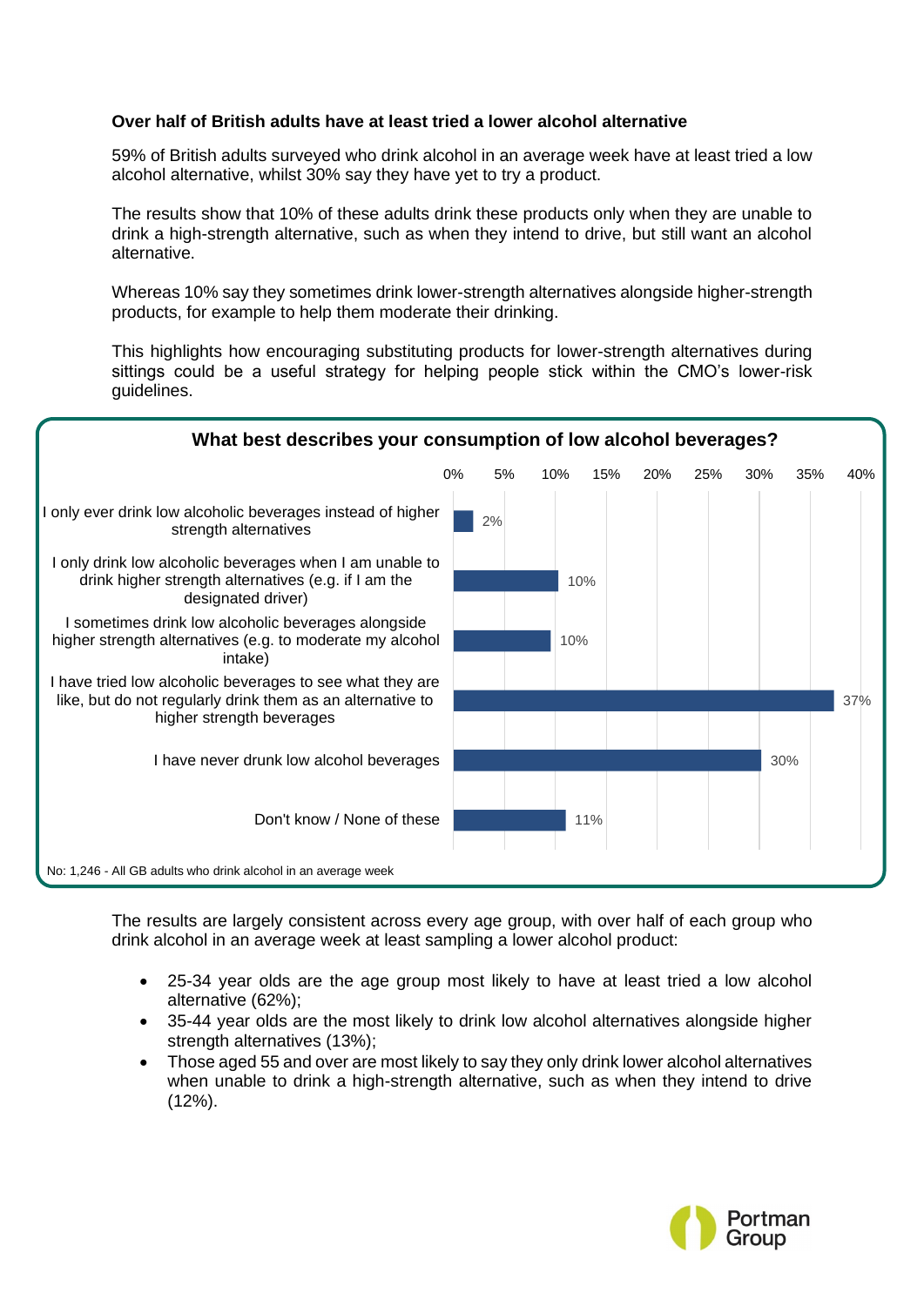**Over half of British adults have at least tried a lower alcohol alternative**

59% of British adults surveyed who drink alcohol in an average week have at least tried a low alcohol alternative, whilst 30% say they have yet to try a product.

The results show that 10% of these adults drink these products only when they are unable to drink a high-strength alternative, such as when they intend to drive, but still want an alcohol alternative.

Whereas 10% say they sometimes drink lower-strength alternatives alongside higher-strength products, for example to help them moderate their drinking.

This highlights how encouraging substituting products for lower-strength alternatives during sittings could be a useful strategy for helping people stick within the CMO's lower-risk guidelines.

**What best describes your consumption of low alcohol beverages?**

| Response | % |
|---|---|
| I only ever drink low alcoholic beverages instead of higher strength alternatives | 2% |
| I only drink low alcoholic beverages when I am unable to drink higher strength alternatives (e.g. if I am the designated driver) | 10% |
| I sometimes drink low alcoholic beverages alongside higher strength alternatives (e.g. to moderate my alcohol intake) | 10% |
| I have tried low alcoholic beverages to see what they are like, but do not regularly drink them as an alternative to higher strength beverages | 37% |
| I have never drunk low alcohol beverages | 30% |
| Don't know / None of these | 11% |

No: 1,246 - All GB adults who drink alcohol in an average week

The results are largely consistent across every age group, with over half of each group who drink alcohol in an average week at least sampling a lower alcohol product:

- 25-34 year olds are the age group most likely to have at least tried a low alcohol alternative (62%);
- 35-44 year olds are the most likely to drink low alcohol alternatives alongside higher strength alternatives (13%);
- Those aged 55 and over are most likely to say they only drink lower alcohol alternatives when unable to drink a high-strength alternative, such as when they intend to drive (12%).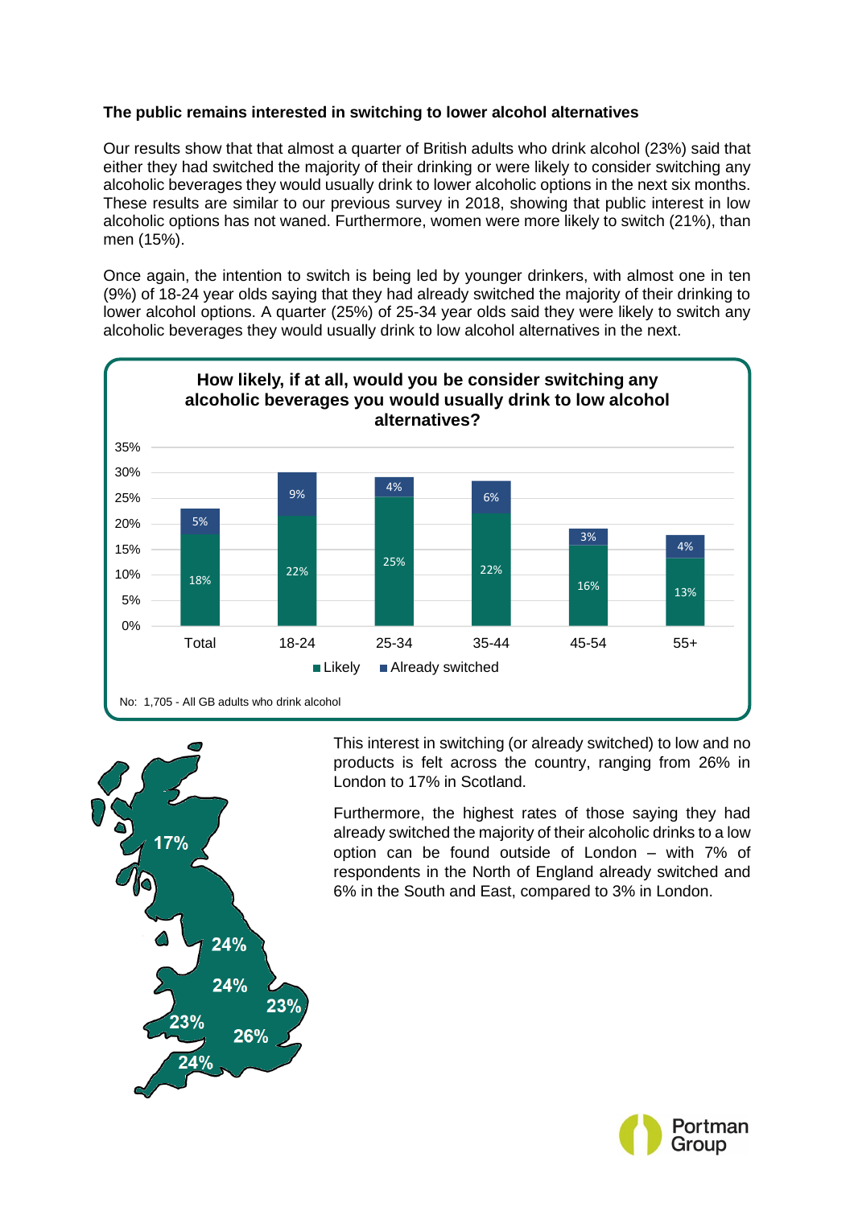**The public remains interested in switching to lower alcohol alternatives**

Our results show that that almost a quarter of British adults who drink alcohol (23%) said that either they had switched the majority of their drinking or were likely to consider switching any alcoholic beverages they would usually drink to lower alcoholic options in the next six months. These results are similar to our previous survey in 2018, showing that public interest in low alcoholic options has not waned. Furthermore, women were more likely to switch (21%), than men (15%).

Once again, the intention to switch is being led by younger drinkers, with almost one in ten (9%) of 18-24 year olds saying that they had already switched the majority of their drinking to lower alcohol options. A quarter (25%) of 25-34 year olds said they were likely to switch any alcoholic beverages they would usually drink to low alcohol alternatives in the next.

**How likely, if at all, would you be consider switching any alcoholic beverages you would usually drink to low alcohol alternatives?**

| | Total | 18-24 | 25-34 | 35-44 | 45-54 | 55+ |
|---|---|---|---|---|---|---|
| Likely | 18% | 22% | 25% | 22% | 16% | 13% |
| Already switched | 5% | 9% | 4% | 6% | 3% | 4% |

No: 1,705 - All GB adults who drink alcohol

17%, 24%, 24%, 23%, 23%, 26%, 24%

This interest in switching (or already switched) to low and no products is felt across the country, ranging from 26% in London to 17% in Scotland.

Furthermore, the highest rates of those saying they had already switched the majority of their alcoholic drinks to a low option can be found outside of London – with 7% of respondents in the North of England already switched and 6% in the South and East, compared to 3% in London.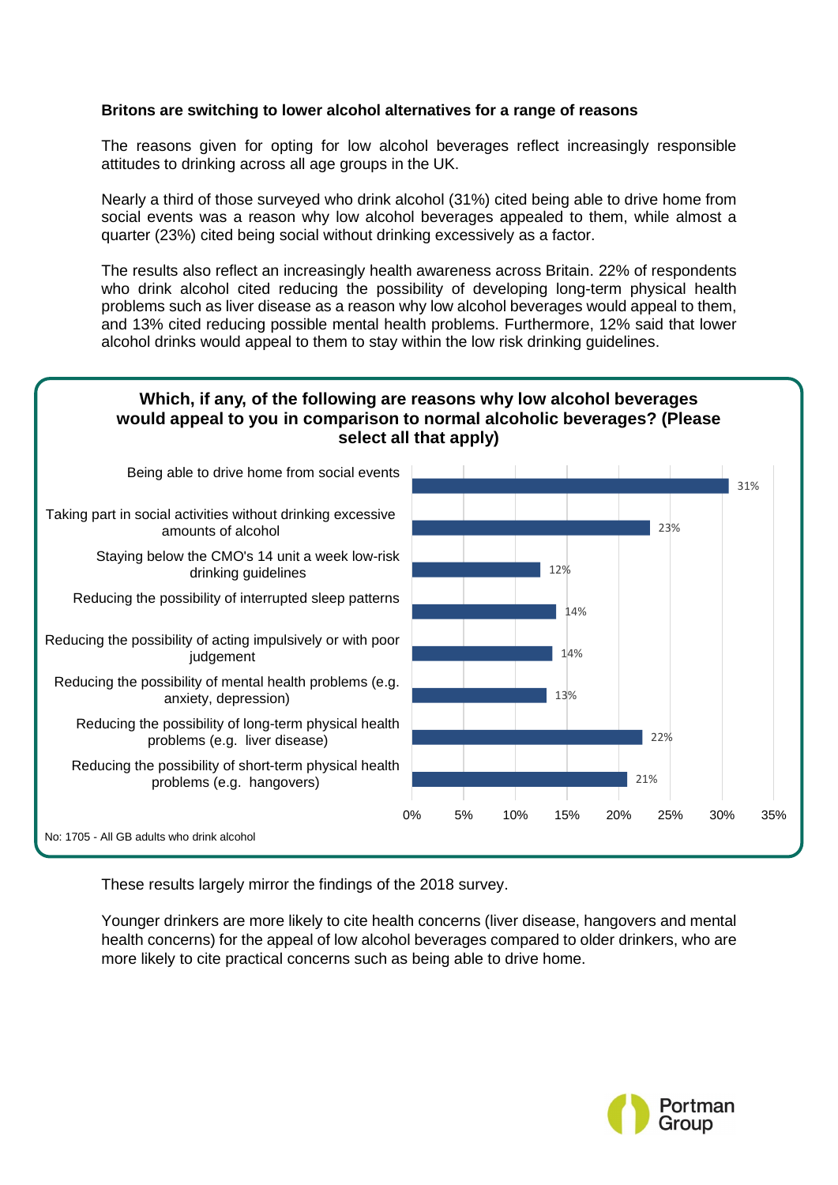**Britons are switching to lower alcohol alternatives for a range of reasons**

The reasons given for opting for low alcohol beverages reflect increasingly responsible attitudes to drinking across all age groups in the UK.

Nearly a third of those surveyed who drink alcohol (31%) cited being able to drive home from social events was a reason why low alcohol beverages appealed to them, while almost a quarter (23%) cited being social without drinking excessively as a factor.

The results also reflect an increasingly health awareness across Britain. 22% of respondents who drink alcohol cited reducing the possibility of developing long-term physical health problems such as liver disease as a reason why low alcohol beverages would appeal to them, and 13% cited reducing possible mental health problems. Furthermore, 12% said that lower alcohol drinks would appeal to them to stay within the low risk drinking guidelines.

**Which, if any, of the following are reasons why low alcohol beverages would appeal to you in comparison to normal alcoholic beverages? (Please select all that apply)**

| Reason | % |
|---|---|
| Being able to drive home from social events | 31% |
| Taking part in social activities without drinking excessive amounts of alcohol | 23% |
| Staying below the CMO's 14 unit a week low-risk drinking guidelines | 12% |
| Reducing the possibility of interrupted sleep patterns | 14% |
| Reducing the possibility of acting impulsively or with poor judgement | 14% |
| Reducing the possibility of mental health problems (e.g. anxiety, depression) | 13% |
| Reducing the possibility of long-term physical health problems (e.g. liver disease) | 22% |
| Reducing the possibility of short-term physical health problems (e.g. hangovers) | 21% |

No: 1705 - All GB adults who drink alcohol

These results largely mirror the findings of the 2018 survey.

Younger drinkers are more likely to cite health concerns (liver disease, hangovers and mental health concerns) for the appeal of low alcohol beverages compared to older drinkers, who are more likely to cite practical concerns such as being able to drive home.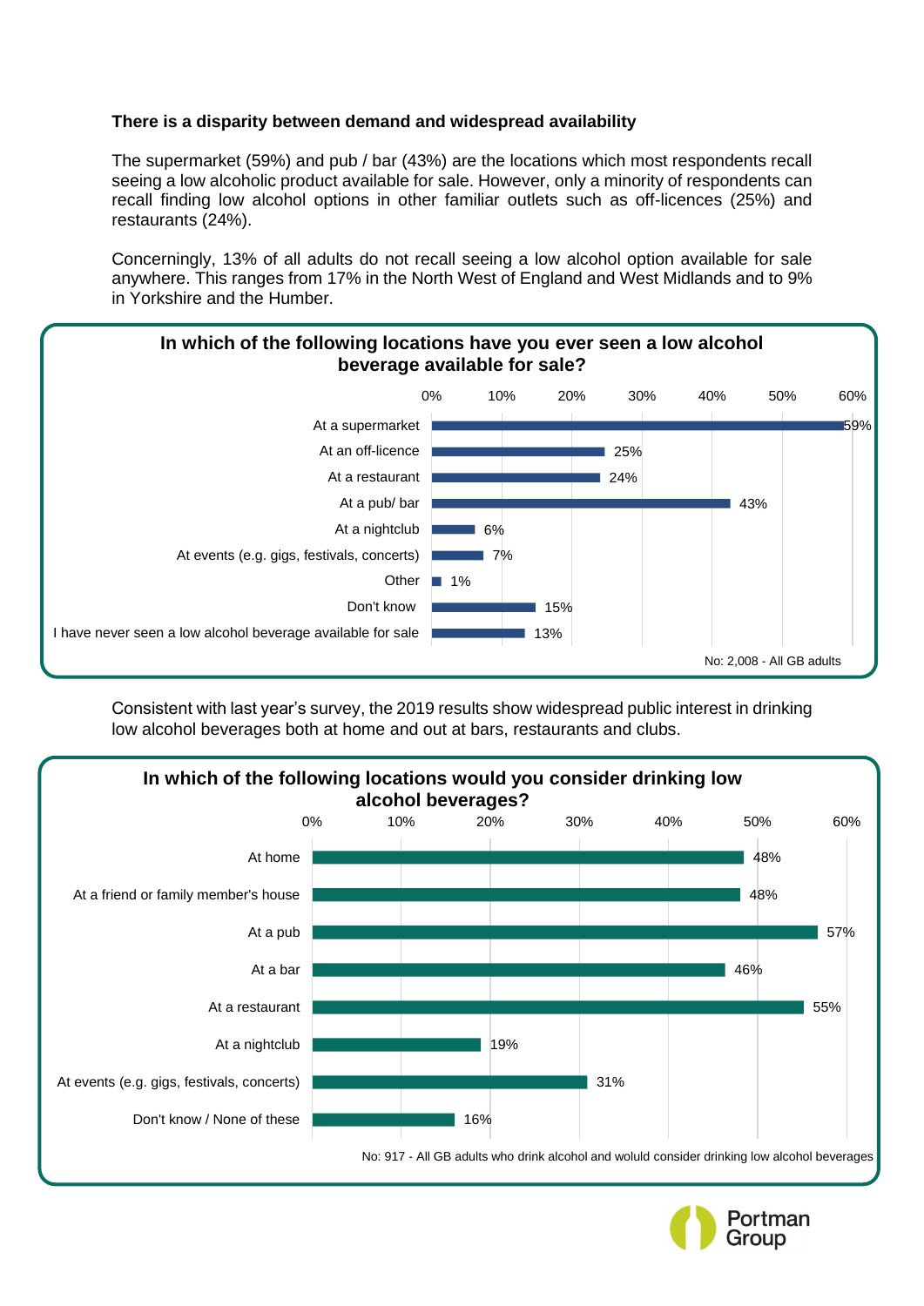**There is a disparity between demand and widespread availability**

The supermarket (59%) and pub / bar (43%) are the locations which most respondents recall seeing a low alcoholic product available for sale. However, only a minority of respondents can recall finding low alcohol options in other familiar outlets such as off-licences (25%) and restaurants (24%).

Concerningly, 13% of all adults do not recall seeing a low alcohol option available for sale anywhere. This ranges from 17% in the North West of England and West Midlands and to 9% in Yorkshire and the Humber.

**In which of the following locations have you ever seen a low alcohol beverage available for sale?**

| Location | % |
|---|---|
| At a supermarket | 59% |
| At an off-licence | 25% |
| At a restaurant | 24% |
| At a pub/ bar | 43% |
| At a nightclub | 6% |
| At events (e.g. gigs, festivals, concerts) | 7% |
| Other | 1% |
| Don't know | 15% |
| I have never seen a low alcohol beverage available for sale | 13% |

No: 2,008 - All GB adults

Consistent with last year's survey, the 2019 results show widespread public interest in drinking low alcohol beverages both at home and out at bars, restaurants and clubs.

**In which of the following locations would you consider drinking low alcohol beverages?**

| Location | % |
|---|---|
| At home | 48% |
| At a friend or family member's house | 48% |
| At a pub | 57% |
| At a bar | 46% |
| At a restaurant | 55% |
| At a nightclub | 19% |
| At events (e.g. gigs, festivals, concerts) | 31% |
| Don't know / None of these | 16% |

No: 917 - All GB adults who drink alcohol and woluld consider drinking low alcohol beverages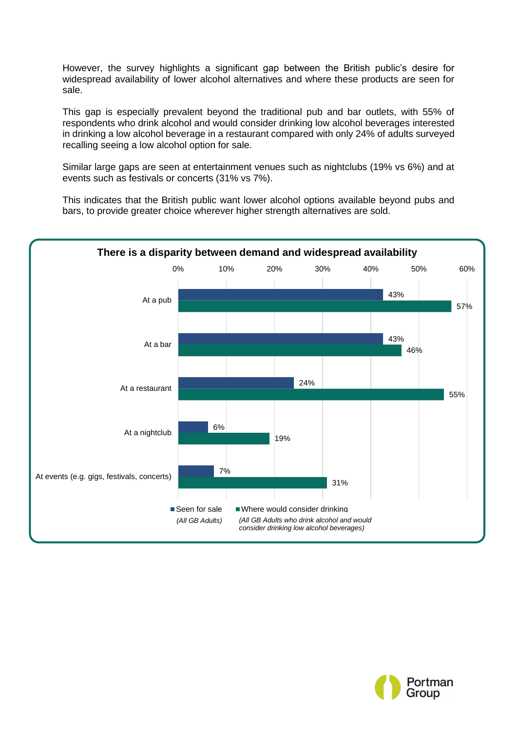However, the survey highlights a significant gap between the British public's desire for widespread availability of lower alcohol alternatives and where these products are seen for sale.

This gap is especially prevalent beyond the traditional pub and bar outlets, with 55% of respondents who drink alcohol and would consider drinking low alcohol beverages interested in drinking a low alcohol beverage in a restaurant compared with only 24% of adults surveyed recalling seeing a low alcohol option for sale.

Similar large gaps are seen at entertainment venues such as nightclubs (19% vs 6%) and at events such as festivals or concerts (31% vs 7%).

This indicates that the British public want lower alcohol options available beyond pubs and bars, to provide greater choice wherever higher strength alternatives are sold.

**There is a disparity between demand and widespread availability**

| | Seen for sale *(All GB Adults)* | Where would consider drinking *(All GB Adults who drink alcohol and would consider drinking low alcohol beverages)* |
|---|---|---|
| At a pub | 43% | 57% |
| At a bar | 43% | 46% |
| At a restaurant | 24% | 55% |
| At a nightclub | 6% | 19% |
| At events (e.g. gigs, festivals, concerts) | 7% | 31% |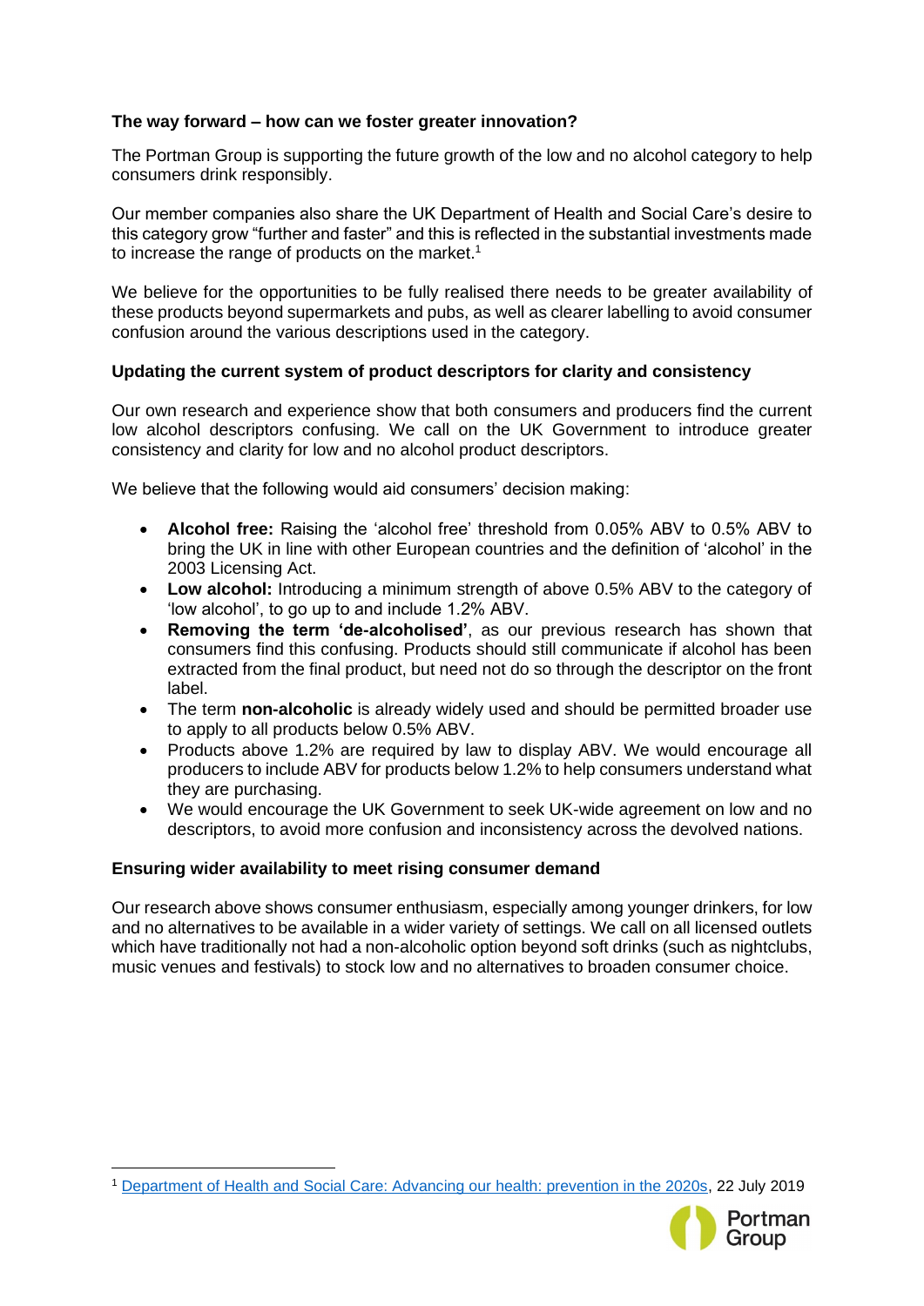### The way forward – how can we foster greater innovation?

The Portman Group is supporting the future growth of the low and no alcohol category to help consumers drink responsibly.

Our member companies also share the UK Department of Health and Social Care's desire to this category grow "further and faster" and this is reflected in the substantial investments made to increase the range of products on the market.[1]

We believe for the opportunities to be fully realised there needs to be greater availability of these products beyond supermarkets and pubs, as well as clearer labelling to avoid consumer confusion around the various descriptions used in the category.

### Updating the current system of product descriptors for clarity and consistency

Our own research and experience show that both consumers and producers find the current low alcohol descriptors confusing. We call on the UK Government to introduce greater consistency and clarity for low and no alcohol product descriptors.

We believe that the following would aid consumers' decision making:

- **Alcohol free:** Raising the 'alcohol free' threshold from 0.05% ABV to 0.5% ABV to bring the UK in line with other European countries and the definition of 'alcohol' in the 2003 Licensing Act.
- **Low alcohol:** Introducing a minimum strength of above 0.5% ABV to the category of 'low alcohol', to go up to and include 1.2% ABV.
- **Removing the term 'de-alcoholised'**, as our previous research has shown that consumers find this confusing. Products should still communicate if alcohol has been extracted from the final product, but need not do so through the descriptor on the front label.
- The term **non-alcoholic** is already widely used and should be permitted broader use to apply to all products below 0.5% ABV.
- Products above 1.2% are required by law to display ABV. We would encourage all producers to include ABV for products below 1.2% to help consumers understand what they are purchasing.
- We would encourage the UK Government to seek UK-wide agreement on low and no descriptors, to avoid more confusion and inconsistency across the devolved nations.

### Ensuring wider availability to meet rising consumer demand

Our research above shows consumer enthusiasm, especially among younger drinkers, for low and no alternatives to be available in a wider variety of settings. We call on all licensed outlets which have traditionally not had a non-alcoholic option beyond soft drinks (such as nightclubs, music venues and festivals) to stock low and no alternatives to broaden consumer choice.

---

[1] Department of Health and Social Care: Advancing our health: prevention in the 2020s, 22 July 2019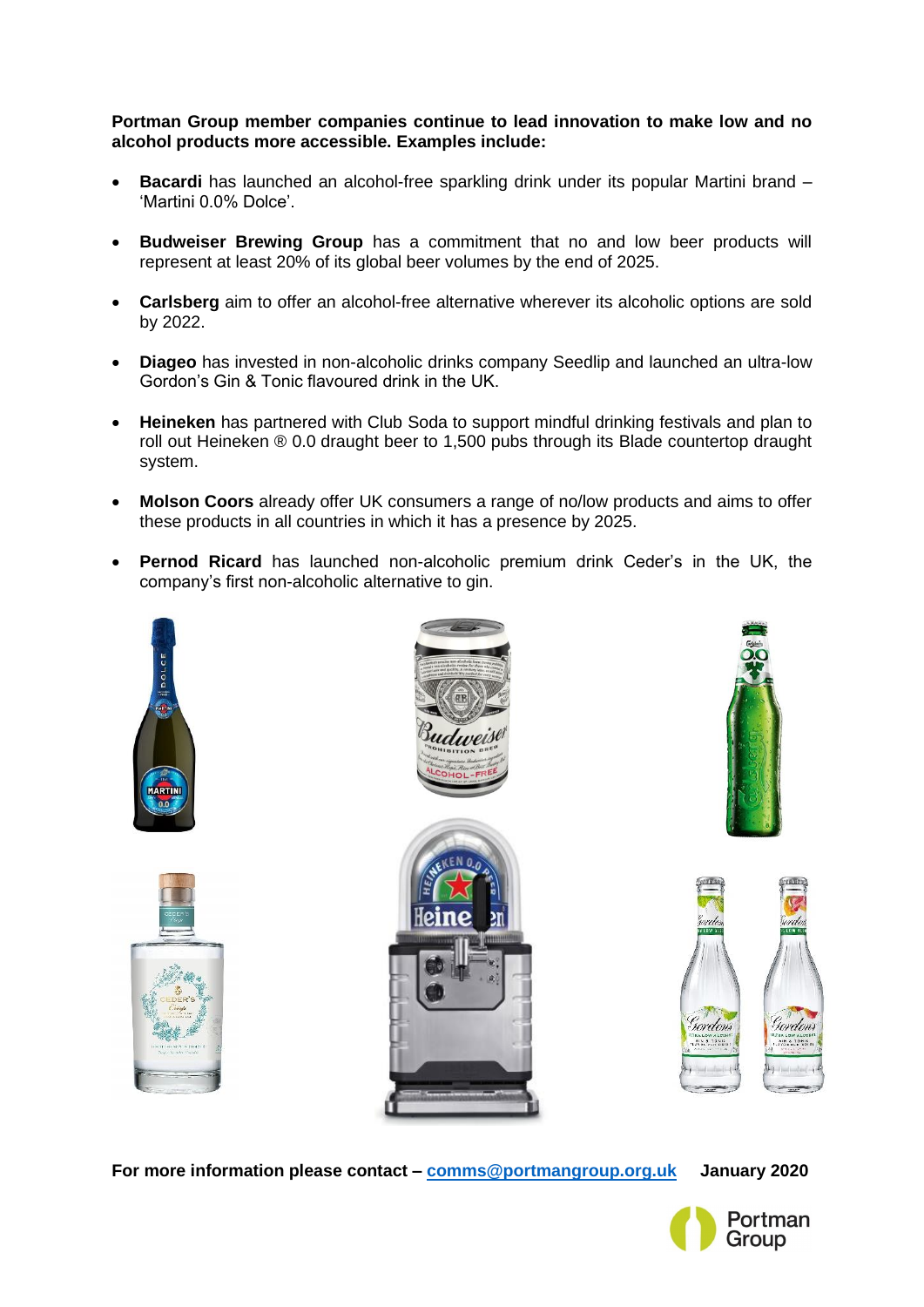**Portman Group member companies continue to lead innovation to make low and no alcohol products more accessible. Examples include:**

- **Bacardi** has launched an alcohol-free sparkling drink under its popular Martini brand – 'Martini 0.0% Dolce'.
- **Budweiser Brewing Group** has a commitment that no and low beer products will represent at least 20% of its global beer volumes by the end of 2025.
- **Carlsberg** aim to offer an alcohol-free alternative wherever its alcoholic options are sold by 2022.
- **Diageo** has invested in non-alcoholic drinks company Seedlip and launched an ultra-low Gordon's Gin & Tonic flavoured drink in the UK.
- **Heineken** has partnered with Club Soda to support mindful drinking festivals and plan to roll out Heineken ® 0.0 draught beer to 1,500 pubs through its Blade countertop draught system.
- **Molson Coors** already offer UK consumers a range of no/low products and aims to offer these products in all countries in which it has a presence by 2025.
- **Pernod Ricard** has launched non-alcoholic premium drink Ceder's in the UK, the company's first non-alcoholic alternative to gin.

**For more information please contact – comms@portmangroup.org.uk** **January 2020**